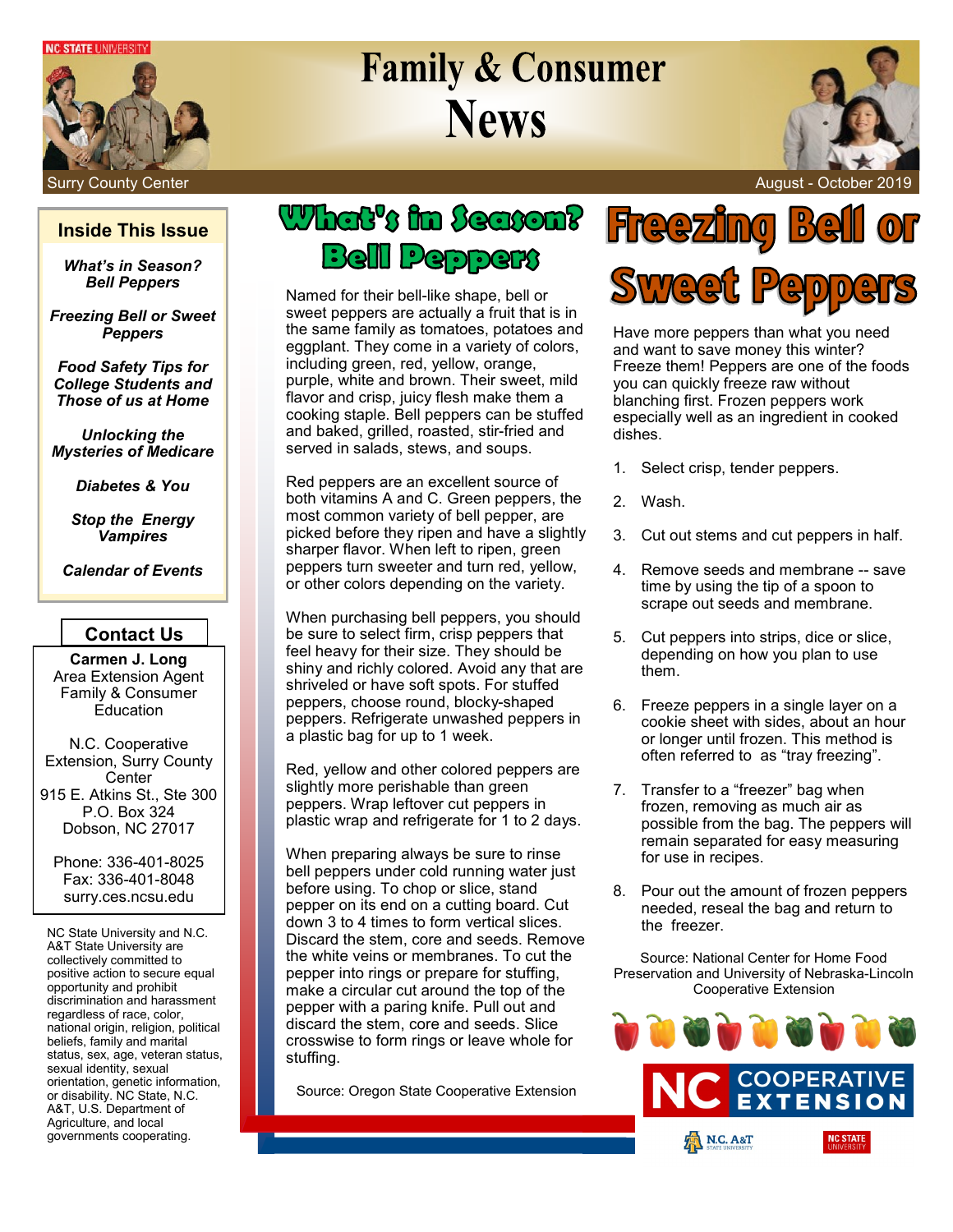# Family & Consumer News

Surry County Center

August - October 2019

## Inside This Issue

*What's in Season? Bell Peppers*

*Freezing Bell or Sweet Peppers*

*Food Safety Tips for College Students and Those of us at Home*

*Unlocking the Mysteries of Medicare*

*Diabetes & You*

*Stop the Energy Vampires*

*Calendar of Events*

## Contact Us

**Carmen J. Long**
Area Extension Agent
Family & Consumer Education

N.C. Cooperative Extension, Surry County Center
915 E. Atkins St., Ste 300
P.O. Box 324
Dobson, NC 27017

Phone: 336-401-8025
Fax: 336-401-8048
surry.ces.ncsu.edu

NC State University and N.C. A&T State University are collectively committed to positive action to secure equal opportunity and prohibit discrimination and harassment regardless of race, color, national origin, religion, political beliefs, family and marital status, sex, age, veteran status, sexual identity, sexual orientation, genetic information, or disability. NC State, N.C. A&T, U.S. Department of Agriculture, and local governments cooperating.

## What's in Season? Bell Peppers

Named for their bell-like shape, bell or sweet peppers are actually a fruit that is in the same family as tomatoes, potatoes and eggplant. They come in a variety of colors, including green, red, yellow, orange, purple, white and brown. Their sweet, mild flavor and crisp, juicy flesh make them a cooking staple. Bell peppers can be stuffed and baked, grilled, roasted, stir-fried and served in salads, stews, and soups.

Red peppers are an excellent source of both vitamins A and C. Green peppers, the most common variety of bell pepper, are picked before they ripen and have a slightly sharper flavor. When left to ripen, green peppers turn sweeter and turn red, yellow, or other colors depending on the variety.

When purchasing bell peppers, you should be sure to select firm, crisp peppers that feel heavy for their size. They should be shiny and richly colored. Avoid any that are shriveled or have soft spots. For stuffed peppers, choose round, blocky-shaped peppers. Refrigerate unwashed peppers in a plastic bag for up to 1 week.

Red, yellow and other colored peppers are slightly more perishable than green peppers. Wrap leftover cut peppers in plastic wrap and refrigerate for 1 to 2 days.

When preparing always be sure to rinse bell peppers under cold running water just before using. To chop or slice, stand pepper on its end on a cutting board. Cut down 3 to 4 times to form vertical slices. Discard the stem, core and seeds. Remove the white veins or membranes. To cut the pepper into rings or prepare for stuffing, make a circular cut around the top of the pepper with a paring knife. Pull out and discard the stem, core and seeds. Slice crosswise to form rings or leave whole for stuffing.

Source: Oregon State Cooperative Extension

## Freezing Bell or Sweet Peppers

Have more peppers than what you need and want to save money this winter? Freeze them! Peppers are one of the foods you can quickly freeze raw without blanching first. Frozen peppers work especially well as an ingredient in cooked dishes.

1. Select crisp, tender peppers.
2. Wash.
3. Cut out stems and cut peppers in half.
4. Remove seeds and membrane -- save time by using the tip of a spoon to scrape out seeds and membrane.
5. Cut peppers into strips, dice or slice, depending on how you plan to use them.
6. Freeze peppers in a single layer on a cookie sheet with sides, about an hour or longer until frozen. This method is often referred to as "tray freezing".
7. Transfer to a "freezer" bag when frozen, removing as much air as possible from the bag. The peppers will remain separated for easy measuring for use in recipes.
8. Pour out the amount of frozen peppers needed, reseal the bag and return to the freezer.

Source: National Center for Home Food Preservation and University of Nebraska-Lincoln Cooperative Extension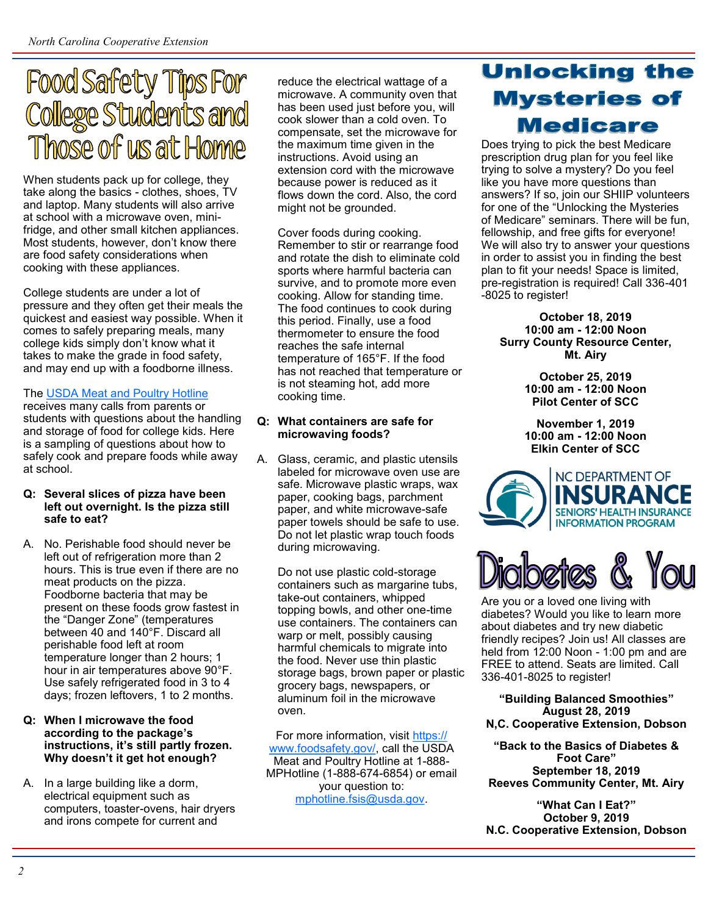# Food Safety Tips For College Students and Those of us at Home

When students pack up for college, they take along the basics - clothes, shoes, TV and laptop. Many students will also arrive at school with a microwave oven, mini-fridge, and other small kitchen appliances. Most students, however, don't know there are food safety considerations when cooking with these appliances.

College students are under a lot of pressure and they often get their meals the quickest and easiest way possible. When it comes to safely preparing meals, many college kids simply don't know what it takes to make the grade in food safety, and may end up with a foodborne illness.

The USDA Meat and Poultry Hotline receives many calls from parents or students with questions about the handling and storage of food for college kids. Here is a sampling of questions about how to safely cook and prepare foods while away at school.

**Q: Several slices of pizza have been left out overnight. Is the pizza still safe to eat?**

A. No. Perishable food should never be left out of refrigeration more than 2 hours. This is true even if there are no meat products on the pizza. Foodborne bacteria that may be present on these foods grow fastest in the "Danger Zone" (temperatures between 40 and 140°F. Discard all perishable food left at room temperature longer than 2 hours; 1 hour in air temperatures above 90°F. Use safely refrigerated food in 3 to 4 days; frozen leftovers, 1 to 2 months.

**Q: When I microwave the food according to the package's instructions, it's still partly frozen. Why doesn't it get hot enough?**

A. In a large building like a dorm, electrical equipment such as computers, toaster-ovens, hair dryers and irons compete for current and reduce the electrical wattage of a microwave. A community oven that has been used just before you, will cook slower than a cold oven. To compensate, set the microwave for the maximum time given in the instructions. Avoid using an extension cord with the microwave because power is reduced as it flows down the cord. Also, the cord might not be grounded.

Cover foods during cooking. Remember to stir or rearrange food and rotate the dish to eliminate cold sports where harmful bacteria can survive, and to promote more even cooking. Allow for standing time. The food continues to cook during this period. Finally, use a food thermometer to ensure the food reaches the safe internal temperature of 165°F. If the food has not reached that temperature or is not steaming hot, add more cooking time.

**Q: What containers are safe for microwaving foods?**

A. Glass, ceramic, and plastic utensils labeled for microwave oven use are safe. Microwave plastic wraps, wax paper, cooking bags, parchment paper, and white microwave-safe paper towels should be safe to use. Do not let plastic wrap touch foods during microwaving.

Do not use plastic cold-storage containers such as margarine tubs, take-out containers, whipped topping bowls, and other one-time use containers. The containers can warp or melt, possibly causing harmful chemicals to migrate into the food. Never use thin plastic storage bags, brown paper or plastic grocery bags, newspapers, or aluminum foil in the microwave oven.

For more information, visit https://www.foodsafety.gov/, call the USDA Meat and Poultry Hotline at 1-888-MPHotline (1-888-674-6854) or email your question to: mphotline.fsis@usda.gov.

# Unlocking the Mysteries of Medicare

Does trying to pick the best Medicare prescription drug plan for you feel like trying to solve a mystery? Do you feel like you have more questions than answers? If so, join our SHIIP volunteers for one of the "Unlocking the Mysteries of Medicare" seminars. There will be fun, fellowship, and free gifts for everyone! We will also try to answer your questions in order to assist you in finding the best plan to fit your needs! Space is limited, pre-registration is required! Call 336-401-8025 to register!

**October 18, 2019**
**10:00 am - 12:00 Noon**
**Surry County Resource Center, Mt. Airy**

**October 25, 2019**
**10:00 am - 12:00 Noon**
**Pilot Center of SCC**

**November 1, 2019**
**10:00 am - 12:00 Noon**
**Elkin Center of SCC**

NC DEPARTMENT OF INSURANCE
SENIORS' HEALTH INSURANCE INFORMATION PROGRAM

# Diabetes & You

Are you or a loved one living with diabetes? Would you like to learn more about diabetes and try new diabetic friendly recipes? Join us! All classes are held from 12:00 Noon - 1:00 pm and are FREE to attend. Seats are limited. Call 336-401-8025 to register!

**"Building Balanced Smoothies"**
**August 28, 2019**
**N,C. Cooperative Extension, Dobson**

**"Back to the Basics of Diabetes & Foot Care"**
**September 18, 2019**
**Reeves Community Center, Mt. Airy**

**"What Can I Eat?"**
**October 9, 2019**
**N.C. Cooperative Extension, Dobson**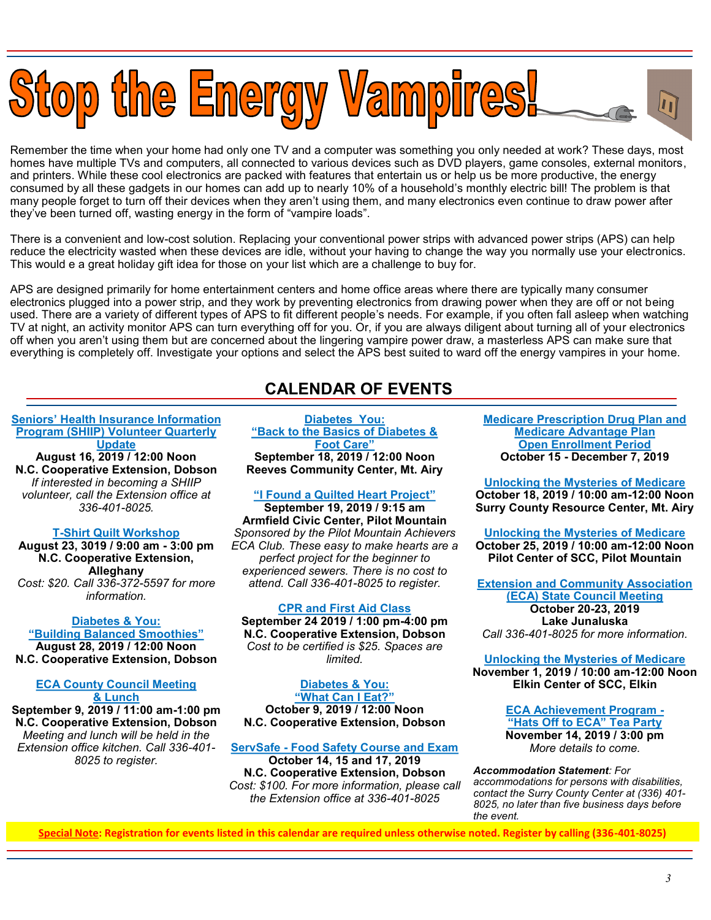# Stop the Energy Vampires!

Remember the time when your home had only one TV and a computer was something you only needed at work? These days, most homes have multiple TVs and computers, all connected to various devices such as DVD players, game consoles, external monitors, and printers. While these cool electronics are packed with features that entertain us or help us be more productive, the energy consumed by all these gadgets in our homes can add up to nearly 10% of a household's monthly electric bill! The problem is that many people forget to turn off their devices when they aren't using them, and many electronics even continue to draw power after they've been turned off, wasting energy in the form of "vampire loads".

There is a convenient and low-cost solution. Replacing your conventional power strips with advanced power strips (APS) can help reduce the electricity wasted when these devices are idle, without your having to change the way you normally use your electronics. This would e a great holiday gift idea for those on your list which are a challenge to buy for.

APS are designed primarily for home entertainment centers and home office areas where there are typically many consumer electronics plugged into a power strip, and they work by preventing electronics from drawing power when they are off or not being used. There are a variety of different types of APS to fit different people's needs. For example, if you often fall asleep when watching TV at night, an activity monitor APS can turn everything off for you. Or, if you are always diligent about turning all of your electronics off when you aren't using them but are concerned about the lingering vampire power draw, a masterless APS can make sure that everything is completely off. Investigate your options and select the APS best suited to ward off the energy vampires in your home.

## CALENDAR OF EVENTS

**Seniors' Health Insurance Information Program (SHIIP) Volunteer Quarterly Update**
**August 16, 2019 / 12:00 Noon**
**N.C. Cooperative Extension, Dobson**
*If interested in becoming a SHIIP volunteer, call the Extension office at 336-401-8025.*

**T-Shirt Quilt Workshop**
**August 23, 3019 / 9:00 am - 3:00 pm**
**N.C. Cooperative Extension, Alleghany**
*Cost: $20. Call 336-372-5597 for more information.*

**Diabetes & You: "Building Balanced Smoothies"**
**August 28, 2019 / 12:00 Noon**
**N.C. Cooperative Extension, Dobson**

**ECA County Council Meeting & Lunch**
**September 9, 2019 / 11:00 am-1:00 pm**
**N.C. Cooperative Extension, Dobson**
*Meeting and lunch will be held in the Extension office kitchen. Call 336-401-8025 to register.*

**Diabetes You: "Back to the Basics of Diabetes & Foot Care"**
**September 18, 2019 / 12:00 Noon**
**Reeves Community Center, Mt. Airy**

**"I Found a Quilted Heart Project"**
**September 19, 2019 / 9:15 am**
**Armfield Civic Center, Pilot Mountain**
*Sponsored by the Pilot Mountain Achievers ECA Club. These easy to make hearts are a perfect project for the beginner to experienced sewers. There is no cost to attend. Call 336-401-8025 to register.*

**CPR and First Aid Class**
**September 24 2019 / 1:00 pm-4:00 pm**
**N.C. Cooperative Extension, Dobson**
*Cost to be certified is $25. Spaces are limited.*

**Diabetes & You: "What Can I Eat?"**
**October 9, 2019 / 12:00 Noon**
**N.C. Cooperative Extension, Dobson**

**ServSafe - Food Safety Course and Exam**
**October 14, 15 and 17, 2019**
**N.C. Cooperative Extension, Dobson**
*Cost: $100. For more information, please call the Extension office at 336-401-8025*

**Medicare Prescription Drug Plan and Medicare Advantage Plan Open Enrollment Period**
**October 15 - December 7, 2019**

**Unlocking the Mysteries of Medicare**
**October 18, 2019 / 10:00 am-12:00 Noon**
**Surry County Resource Center, Mt. Airy**

**Unlocking the Mysteries of Medicare**
**October 25, 2019 / 10:00 am-12:00 Noon**
**Pilot Center of SCC, Pilot Mountain**

**Extension and Community Association (ECA) State Council Meeting**
**October 20-23, 2019**
**Lake Junaluska**
*Call 336-401-8025 for more information.*

**Unlocking the Mysteries of Medicare**
**November 1, 2019 / 10:00 am-12:00 Noon**
**Elkin Center of SCC, Elkin**

**ECA Achievement Program - "Hats Off to ECA" Tea Party**
**November 14, 2019 / 3:00 pm**
*More details to come.*

***Accommodation Statement**: For accommodations for persons with disabilities, contact the Surry County Center at (336) 401-8025, no later than five business days before the event.*

**Special Note: Registration for events listed in this calendar are required unless otherwise noted. Register by calling (336-401-8025)**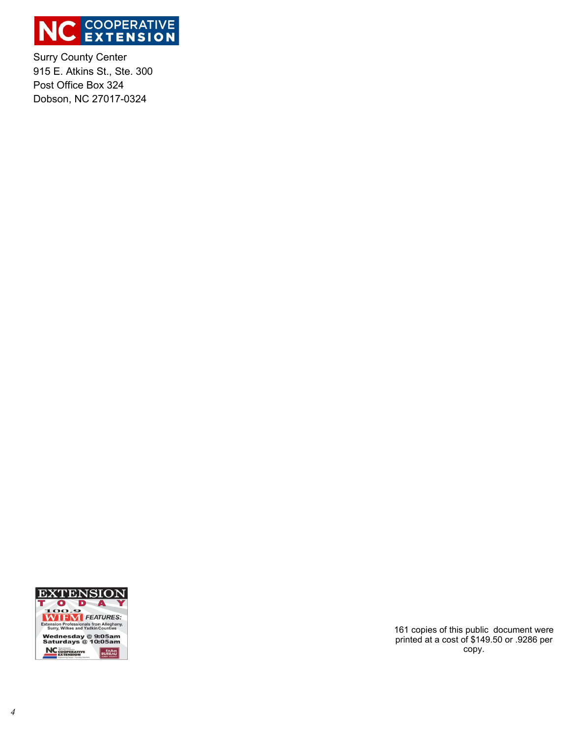NC COOPERATIVE EXTENSION

Surry County Center
915 E. Atkins St., Ste. 300
Post Office Box 324
Dobson, NC 27017-0324

EXTENSION TODAY

100.9 WIFM FEATURES:

Extension Professionals from Alleghany, Surry, Wilkes and Yadkin Counties

Wednesday @ 9:05am
Saturdays @ 10:05am

161 copies of this public document were printed at a cost of $149.50 or .9286 per copy.